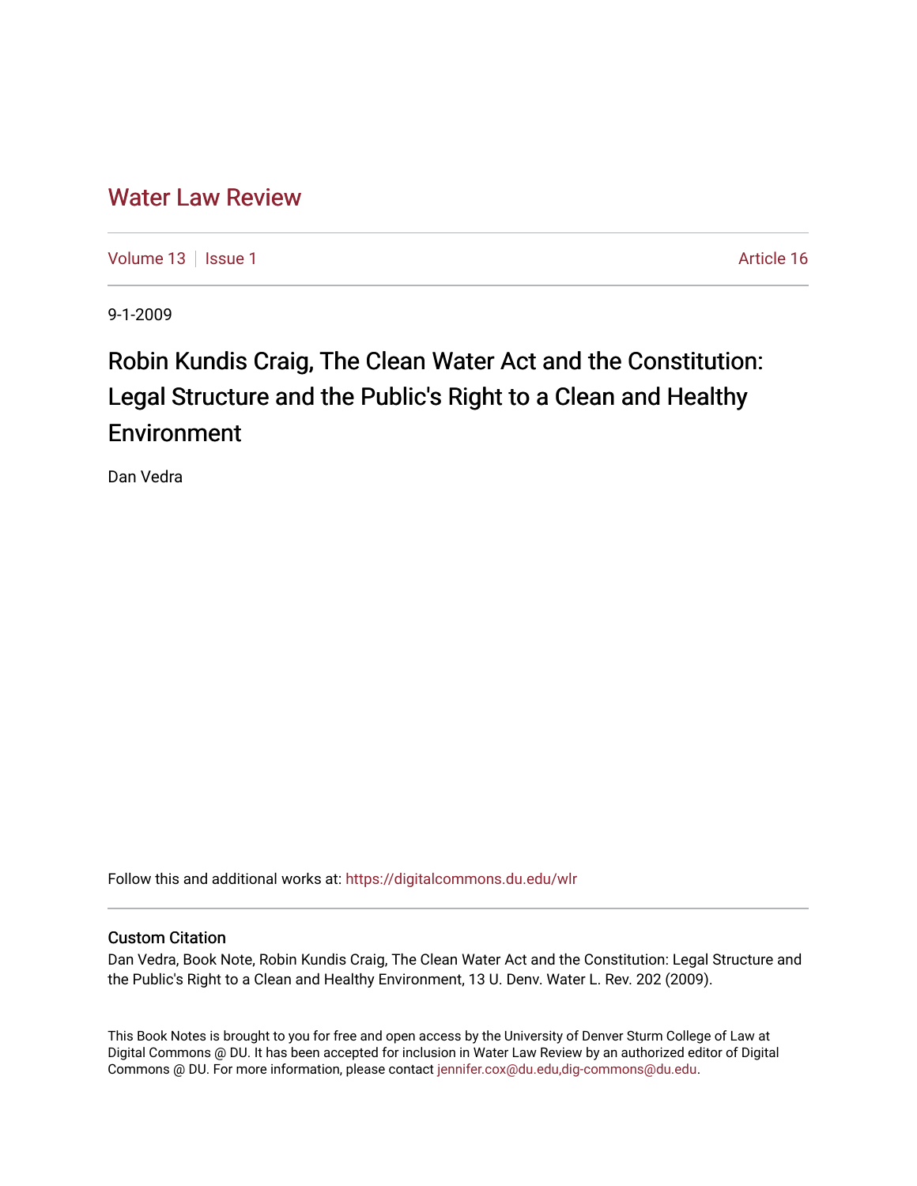# Water Law Review

Volume 13 | Issue 1 | Article 16

9-1-2009

## Robin Kundis Craig, The Clean Water Act and the Constitution: Legal Structure and the Public's Right to a Clean and Healthy Environment

Dan Vedra

Follow this and additional works at: https://digitalcommons.du.edu/wlr

### Custom Citation

Dan Vedra, Book Note, Robin Kundis Craig, The Clean Water Act and the Constitution: Legal Structure and the Public's Right to a Clean and Healthy Environment, 13 U. Denv. Water L. Rev. 202 (2009).

This Book Notes is brought to you for free and open access by the University of Denver Sturm College of Law at Digital Commons @ DU. It has been accepted for inclusion in Water Law Review by an authorized editor of Digital Commons @ DU. For more information, please contact jennifer.cox@du.edu,dig-commons@du.edu.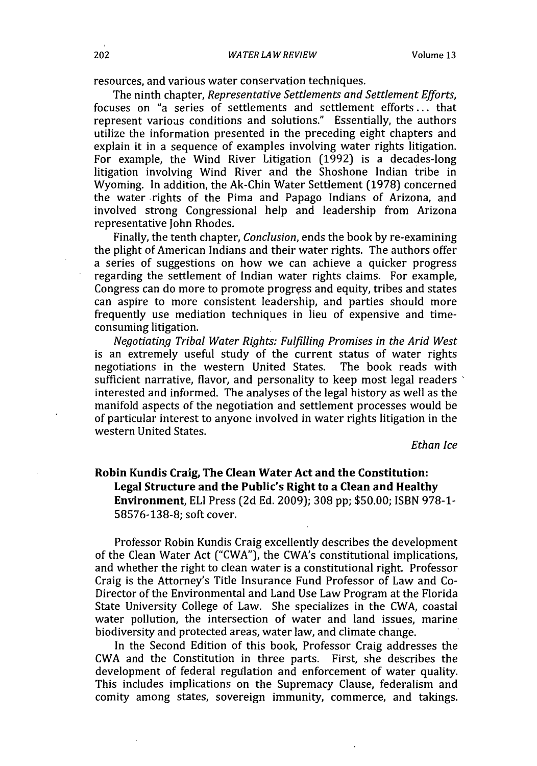resources, and various water conservation techniques.

The ninth chapter, *Representative Settlements and Settlement Efforts*, focuses on "a series of settlements and settlement efforts . . . that represent various conditions and solutions." Essentially, the authors utilize the information presented in the preceding eight chapters and explain it in a sequence of examples involving water rights litigation. For example, the Wind River Litigation (1992) is a decades-long litigation involving Wind River and the Shoshone Indian tribe in Wyoming. In addition, the Ak-Chin Water Settlement (1978) concerned the water rights of the Pima and Papago Indians of Arizona, and involved strong Congressional help and leadership from Arizona representative John Rhodes.

Finally, the tenth chapter, *Conclusion*, ends the book by re-examining the plight of American Indians and their water rights. The authors offer a series of suggestions on how we can achieve a quicker progress regarding the settlement of Indian water rights claims. For example, Congress can do more to promote progress and equity, tribes and states can aspire to more consistent leadership, and parties should more frequently use mediation techniques in lieu of expensive and time-consuming litigation.

*Negotiating Tribal Water Rights: Fulfilling Promises in the Arid West* is an extremely useful study of the current status of water rights negotiations in the western United States. The book reads with sufficient narrative, flavor, and personality to keep most legal readers interested and informed. The analyses of the legal history as well as the manifold aspects of the negotiation and settlement processes would be of particular interest to anyone involved in water rights litigation in the western United States.

*Ethan Ice*

**Robin Kundis Craig, The Clean Water Act and the Constitution: Legal Structure and the Public's Right to a Clean and Healthy Environment**, ELI Press (2d Ed. 2009); 308 pp; $50.00; ISBN 978-1-58576-138-8; soft cover.

Professor Robin Kundis Craig excellently describes the development of the Clean Water Act ("CWA"), the CWA's constitutional implications, and whether the right to clean water is a constitutional right. Professor Craig is the Attorney's Title Insurance Fund Professor of Law and Co-Director of the Environmental and Land Use Law Program at the Florida State University College of Law. She specializes in the CWA, coastal water pollution, the intersection of water and land issues, marine biodiversity and protected areas, water law, and climate change.

In the Second Edition of this book, Professor Craig addresses the CWA and the Constitution in three parts. First, she describes the development of federal regulation and enforcement of water quality. This includes implications on the Supremacy Clause, federalism and comity among states, sovereign immunity, commerce, and takings.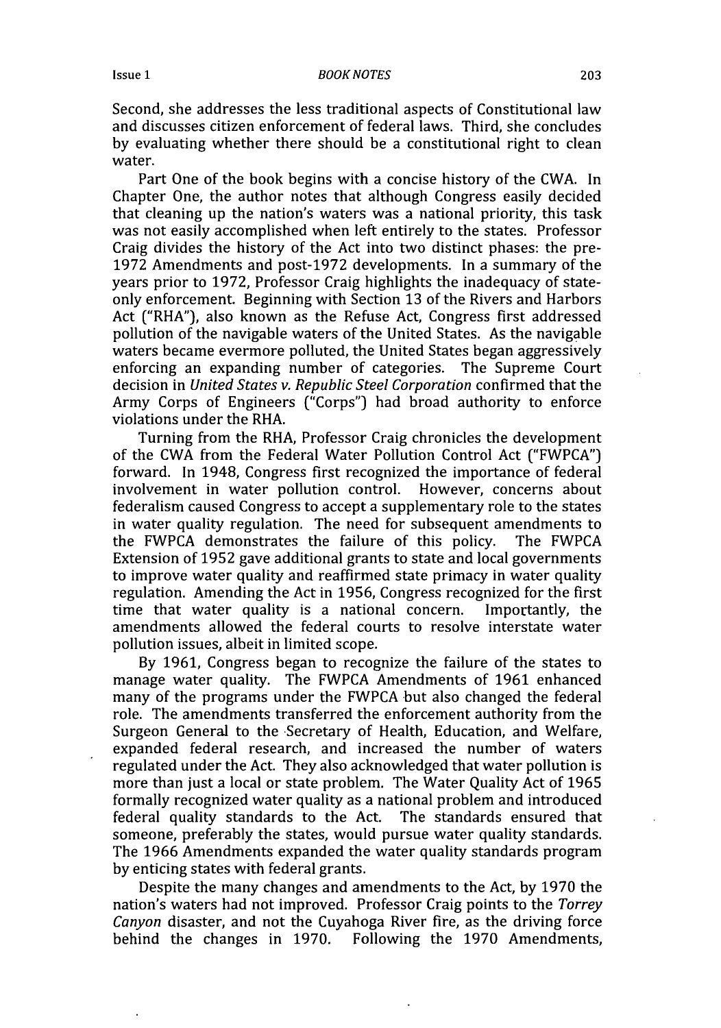Second, she addresses the less traditional aspects of Constitutional law and discusses citizen enforcement of federal laws. Third, she concludes by evaluating whether there should be a constitutional right to clean water.

Part One of the book begins with a concise history of the CWA. In Chapter One, the author notes that although Congress easily decided that cleaning up the nation's waters was a national priority, this task was not easily accomplished when left entirely to the states. Professor Craig divides the history of the Act into two distinct phases: the pre-1972 Amendments and post-1972 developments. In a summary of the years prior to 1972, Professor Craig highlights the inadequacy of state-only enforcement. Beginning with Section 13 of the Rivers and Harbors Act ("RHA"), also known as the Refuse Act, Congress first addressed pollution of the navigable waters of the United States. As the navigable waters became evermore polluted, the United States began aggressively enforcing an expanding number of categories. The Supreme Court decision in *United States v. Republic Steel Corporation* confirmed that the Army Corps of Engineers ("Corps") had broad authority to enforce violations under the RHA.

Turning from the RHA, Professor Craig chronicles the development of the CWA from the Federal Water Pollution Control Act ("FWPCA") forward. In 1948, Congress first recognized the importance of federal involvement in water pollution control. However, concerns about federalism caused Congress to accept a supplementary role to the states in water quality regulation. The need for subsequent amendments to the FWPCA demonstrates the failure of this policy. The FWPCA Extension of 1952 gave additional grants to state and local governments to improve water quality and reaffirmed state primacy in water quality regulation. Amending the Act in 1956, Congress recognized for the first time that water quality is a national concern. Importantly, the amendments allowed the federal courts to resolve interstate water pollution issues, albeit in limited scope.

By 1961, Congress began to recognize the failure of the states to manage water quality. The FWPCA Amendments of 1961 enhanced many of the programs under the FWPCA but also changed the federal role. The amendments transferred the enforcement authority from the Surgeon General to the Secretary of Health, Education, and Welfare, expanded federal research, and increased the number of waters regulated under the Act. They also acknowledged that water pollution is more than just a local or state problem. The Water Quality Act of 1965 formally recognized water quality as a national problem and introduced federal quality standards to the Act. The standards ensured that someone, preferably the states, would pursue water quality standards. The 1966 Amendments expanded the water quality standards program by enticing states with federal grants.

Despite the many changes and amendments to the Act, by 1970 the nation's waters had not improved. Professor Craig points to the *Torrey Canyon* disaster, and not the Cuyahoga River fire, as the driving force behind the changes in 1970. Following the 1970 Amendments,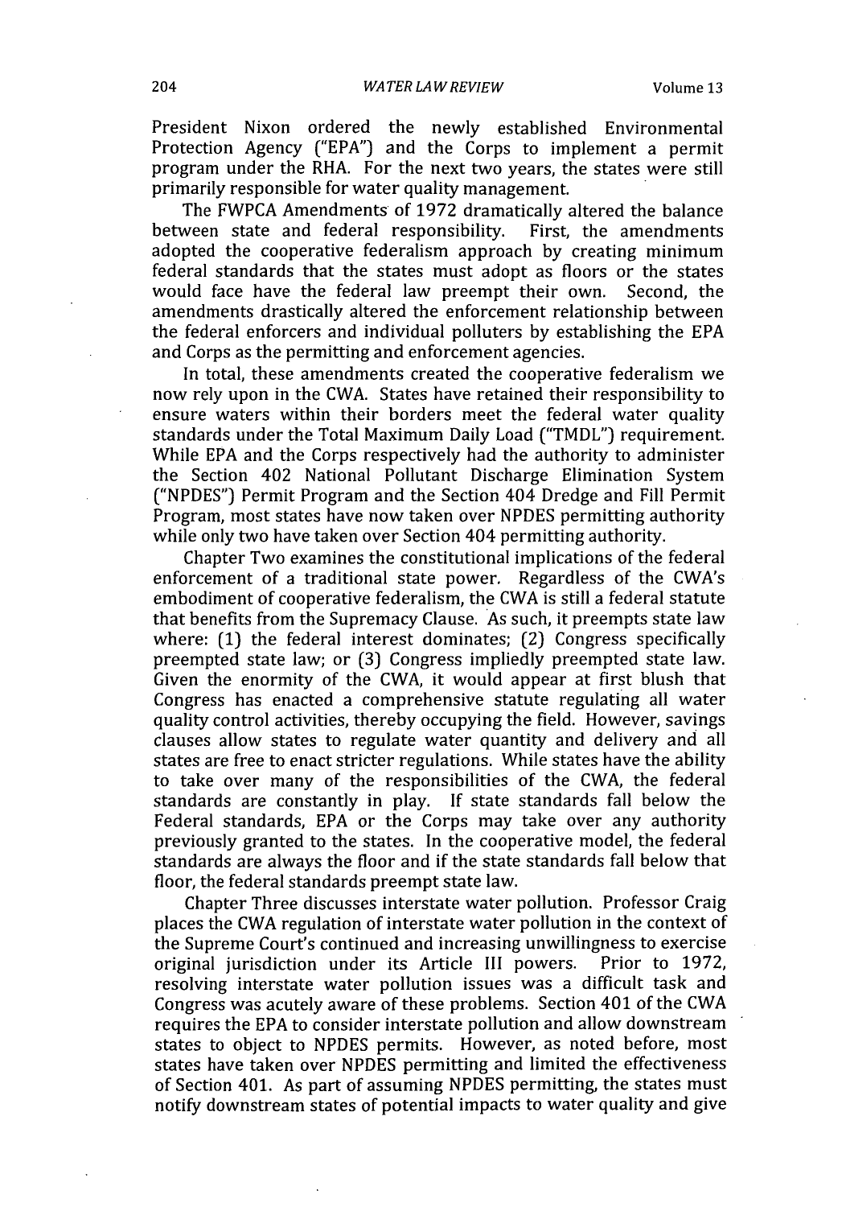President Nixon ordered the newly established Environmental Protection Agency ("EPA") and the Corps to implement a permit program under the RHA. For the next two years, the states were still primarily responsible for water quality management.

The FWPCA Amendments of 1972 dramatically altered the balance between state and federal responsibility. First, the amendments adopted the cooperative federalism approach by creating minimum federal standards that the states must adopt as floors or the states would face have the federal law preempt their own. Second, the amendments drastically altered the enforcement relationship between the federal enforcers and individual polluters by establishing the EPA and Corps as the permitting and enforcement agencies.

In total, these amendments created the cooperative federalism we now rely upon in the CWA. States have retained their responsibility to ensure waters within their borders meet the federal water quality standards under the Total Maximum Daily Load ("TMDL") requirement. While EPA and the Corps respectively had the authority to administer the Section 402 National Pollutant Discharge Elimination System ("NPDES") Permit Program and the Section 404 Dredge and Fill Permit Program, most states have now taken over NPDES permitting authority while only two have taken over Section 404 permitting authority.

Chapter Two examines the constitutional implications of the federal enforcement of a traditional state power. Regardless of the CWA's embodiment of cooperative federalism, the CWA is still a federal statute that benefits from the Supremacy Clause. As such, it preempts state law where: (1) the federal interest dominates; (2) Congress specifically preempted state law; or (3) Congress impliedly preempted state law. Given the enormity of the CWA, it would appear at first blush that Congress has enacted a comprehensive statute regulating all water quality control activities, thereby occupying the field. However, savings clauses allow states to regulate water quantity and delivery and all states are free to enact stricter regulations. While states have the ability to take over many of the responsibilities of the CWA, the federal standards are constantly in play. If state standards fall below the Federal standards, EPA or the Corps may take over any authority previously granted to the states. In the cooperative model, the federal standards are always the floor and if the state standards fall below that floor, the federal standards preempt state law.

Chapter Three discusses interstate water pollution. Professor Craig places the CWA regulation of interstate water pollution in the context of the Supreme Court's continued and increasing unwillingness to exercise original jurisdiction under its Article III powers. Prior to 1972, resolving interstate water pollution issues was a difficult task and Congress was acutely aware of these problems. Section 401 of the CWA requires the EPA to consider interstate pollution and allow downstream states to object to NPDES permits. However, as noted before, most states have taken over NPDES permitting and limited the effectiveness of Section 401. As part of assuming NPDES permitting, the states must notify downstream states of potential impacts to water quality and give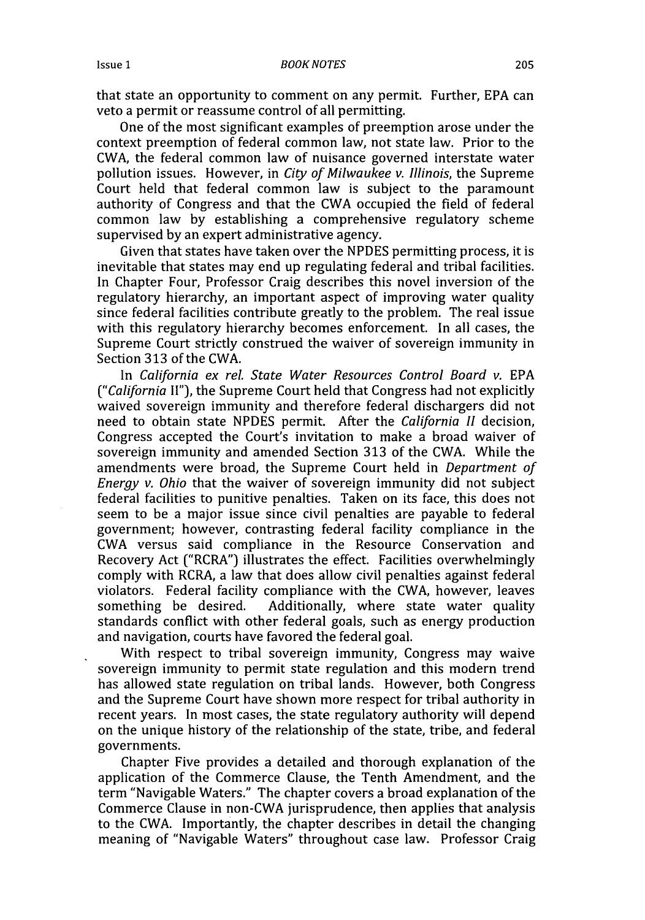that state an opportunity to comment on any permit. Further, EPA can veto a permit or reassume control of all permitting.

One of the most significant examples of preemption arose under the context preemption of federal common law, not state law. Prior to the CWA, the federal common law of nuisance governed interstate water pollution issues. However, in *City of Milwaukee v. Illinois*, the Supreme Court held that federal common law is subject to the paramount authority of Congress and that the CWA occupied the field of federal common law by establishing a comprehensive regulatory scheme supervised by an expert administrative agency.

Given that states have taken over the NPDES permitting process, it is inevitable that states may end up regulating federal and tribal facilities. In Chapter Four, Professor Craig describes this novel inversion of the regulatory hierarchy, an important aspect of improving water quality since federal facilities contribute greatly to the problem. The real issue with this regulatory hierarchy becomes enforcement. In all cases, the Supreme Court strictly construed the waiver of sovereign immunity in Section 313 of the CWA.

In *California ex rel. State Water Resources Control Board v. EPA* ("*California* II"), the Supreme Court held that Congress had not explicitly waived sovereign immunity and therefore federal dischargers did not need to obtain state NPDES permit. After the *California II* decision, Congress accepted the Court's invitation to make a broad waiver of sovereign immunity and amended Section 313 of the CWA. While the amendments were broad, the Supreme Court held in *Department of Energy v. Ohio* that the waiver of sovereign immunity did not subject federal facilities to punitive penalties. Taken on its face, this does not seem to be a major issue since civil penalties are payable to federal government; however, contrasting federal facility compliance in the CWA versus said compliance in the Resource Conservation and Recovery Act ("RCRA") illustrates the effect. Facilities overwhelmingly comply with RCRA, a law that does allow civil penalties against federal violators. Federal facility compliance with the CWA, however, leaves something be desired. Additionally, where state water quality standards conflict with other federal goals, such as energy production and navigation, courts have favored the federal goal.

With respect to tribal sovereign immunity, Congress may waive sovereign immunity to permit state regulation and this modern trend has allowed state regulation on tribal lands. However, both Congress and the Supreme Court have shown more respect for tribal authority in recent years. In most cases, the state regulatory authority will depend on the unique history of the relationship of the state, tribe, and federal governments.

Chapter Five provides a detailed and thorough explanation of the application of the Commerce Clause, the Tenth Amendment, and the term "Navigable Waters." The chapter covers a broad explanation of the Commerce Clause in non-CWA jurisprudence, then applies that analysis to the CWA. Importantly, the chapter describes in detail the changing meaning of "Navigable Waters" throughout case law. Professor Craig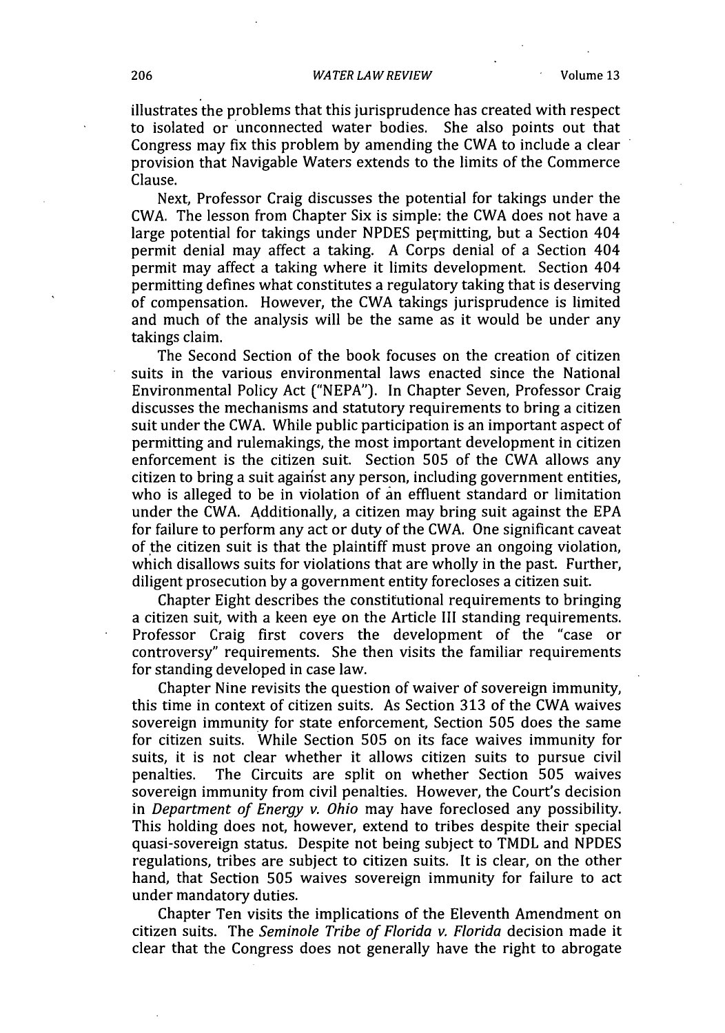illustrates the problems that this jurisprudence has created with respect to isolated or unconnected water bodies. She also points out that Congress may fix this problem by amending the CWA to include a clear provision that Navigable Waters extends to the limits of the Commerce Clause.

Next, Professor Craig discusses the potential for takings under the CWA. The lesson from Chapter Six is simple: the CWA does not have a large potential for takings under NPDES permitting, but a Section 404 permit denial may affect a taking. A Corps denial of a Section 404 permit may affect a taking where it limits development. Section 404 permitting defines what constitutes a regulatory taking that is deserving of compensation. However, the CWA takings jurisprudence is limited and much of the analysis will be the same as it would be under any takings claim.

The Second Section of the book focuses on the creation of citizen suits in the various environmental laws enacted since the National Environmental Policy Act ("NEPA"). In Chapter Seven, Professor Craig discusses the mechanisms and statutory requirements to bring a citizen suit under the CWA. While public participation is an important aspect of permitting and rulemakings, the most important development in citizen enforcement is the citizen suit. Section 505 of the CWA allows any citizen to bring a suit against any person, including government entities, who is alleged to be in violation of an effluent standard or limitation under the CWA. Additionally, a citizen may bring suit against the EPA for failure to perform any act or duty of the CWA. One significant caveat of the citizen suit is that the plaintiff must prove an ongoing violation, which disallows suits for violations that are wholly in the past. Further, diligent prosecution by a government entity forecloses a citizen suit.

Chapter Eight describes the constitutional requirements to bringing a citizen suit, with a keen eye on the Article III standing requirements. Professor Craig first covers the development of the "case or controversy" requirements. She then visits the familiar requirements for standing developed in case law.

Chapter Nine revisits the question of waiver of sovereign immunity, this time in context of citizen suits. As Section 313 of the CWA waives sovereign immunity for state enforcement, Section 505 does the same for citizen suits. While Section 505 on its face waives immunity for suits, it is not clear whether it allows citizen suits to pursue civil penalties. The Circuits are split on whether Section 505 waives sovereign immunity from civil penalties. However, the Court's decision in *Department of Energy v. Ohio* may have foreclosed any possibility. This holding does not, however, extend to tribes despite their special quasi-sovereign status. Despite not being subject to TMDL and NPDES regulations, tribes are subject to citizen suits. It is clear, on the other hand, that Section 505 waives sovereign immunity for failure to act under mandatory duties.

Chapter Ten visits the implications of the Eleventh Amendment on citizen suits. The *Seminole Tribe of Florida v. Florida* decision made it clear that the Congress does not generally have the right to abrogate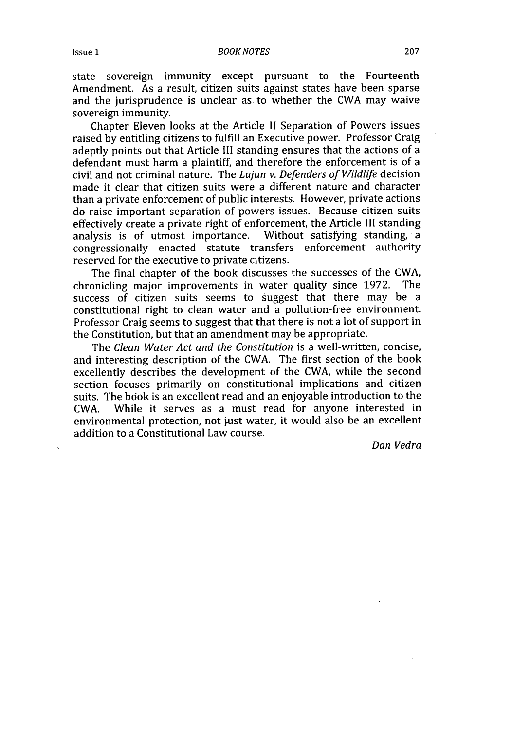state sovereign immunity except pursuant to the Fourteenth Amendment. As a result, citizen suits against states have been sparse and the jurisprudence is unclear as to whether the CWA may waive sovereign immunity.

Chapter Eleven looks at the Article II Separation of Powers issues raised by entitling citizens to fulfill an Executive power. Professor Craig adeptly points out that Article III standing ensures that the actions of a defendant must harm a plaintiff, and therefore the enforcement is of a civil and not criminal nature. The *Lujan v. Defenders of Wildlife* decision made it clear that citizen suits were a different nature and character than a private enforcement of public interests. However, private actions do raise important separation of powers issues. Because citizen suits effectively create a private right of enforcement, the Article III standing analysis is of utmost importance. Without satisfying standing, a congressionally enacted statute transfers enforcement authority reserved for the executive to private citizens.

The final chapter of the book discusses the successes of the CWA, chronicling major improvements in water quality since 1972. The success of citizen suits seems to suggest that there may be a constitutional right to clean water and a pollution-free environment. Professor Craig seems to suggest that that there is not a lot of support in the Constitution, but that an amendment may be appropriate.

The *Clean Water Act and the Constitution* is a well-written, concise, and interesting description of the CWA. The first section of the book excellently describes the development of the CWA, while the second section focuses primarily on constitutional implications and citizen suits. The book is an excellent read and an enjoyable introduction to the CWA. While it serves as a must read for anyone interested in environmental protection, not just water, it would also be an excellent addition to a Constitutional Law course.

*Dan Vedra*